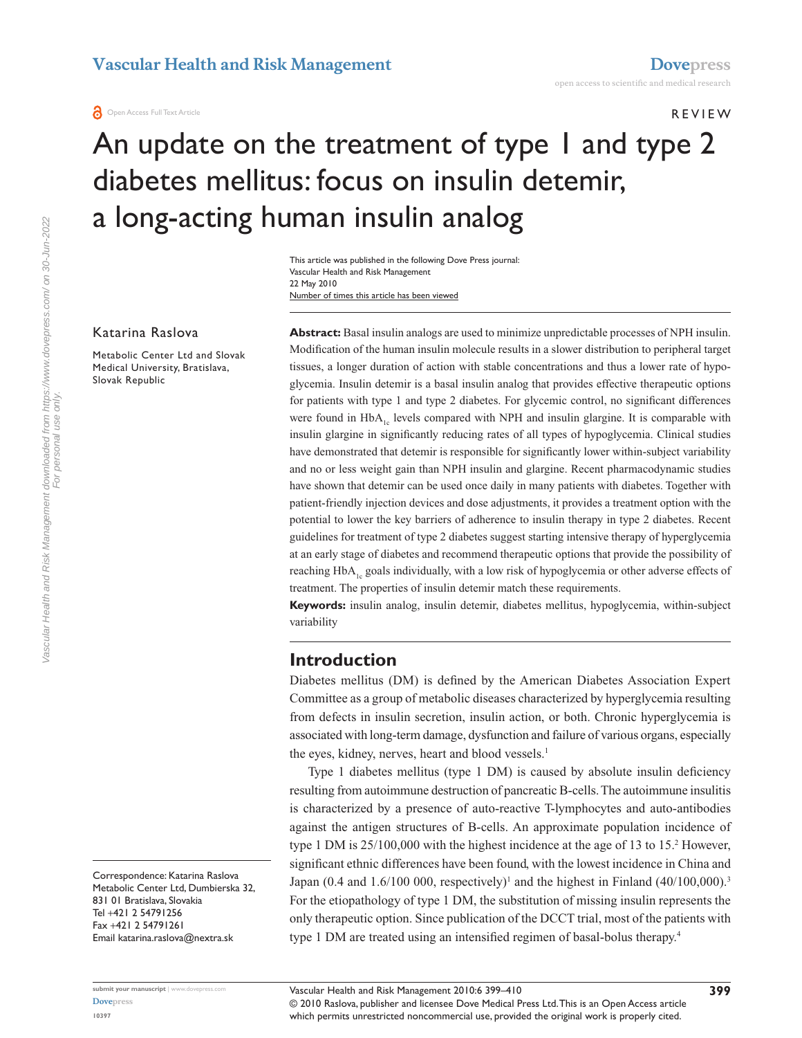REVIEW

# An update on the treatment of type 1 and type 2 diabetes mellitus: focus on insulin detemir, a long-acting human insulin analog

Katarina Raslova

Metabolic Center Ltd and Slovak Medical University, Bratislava, Slovak Republic

Correspondence: Katarina Raslova
Metabolic Center Ltd, Dumbierska 32, 831 01 Bratislava, Slovakia
Tel +421 2 54791256
Fax +421 2 54791261
Email katarina.raslova@nextra.sk

**Abstract:** Basal insulin analogs are used to minimize unpredictable processes of NPH insulin. Modification of the human insulin molecule results in a slower distribution to peripheral target tissues, a longer duration of action with stable concentrations and thus a lower rate of hypoglycemia. Insulin detemir is a basal insulin analog that provides effective therapeutic options for patients with type 1 and type 2 diabetes. For glycemic control, no significant differences were found in $HbA_{1c}$ levels compared with NPH and insulin glargine. It is comparable with insulin glargine in significantly reducing rates of all types of hypoglycemia. Clinical studies have demonstrated that detemir is responsible for significantly lower within-subject variability and no or less weight gain than NPH insulin and glargine. Recent pharmacodynamic studies have shown that detemir can be used once daily in many patients with diabetes. Together with patient-friendly injection devices and dose adjustments, it provides a treatment option with the potential to lower the key barriers of adherence to insulin therapy in type 2 diabetes. Recent guidelines for treatment of type 2 diabetes suggest starting intensive therapy of hyperglycemia at an early stage of diabetes and recommend therapeutic options that provide the possibility of reaching $HbA_{1c}$ goals individually, with a low risk of hypoglycemia or other adverse effects of treatment. The properties of insulin detemir match these requirements.

**Keywords:** insulin analog, insulin detemir, diabetes mellitus, hypoglycemia, within-subject variability

## Introduction

Diabetes mellitus (DM) is defined by the American Diabetes Association Expert Committee as a group of metabolic diseases characterized by hyperglycemia resulting from defects in insulin secretion, insulin action, or both. Chronic hyperglycemia is associated with long-term damage, dysfunction and failure of various organs, especially the eyes, kidney, nerves, heart and blood vessels.[1]

Type 1 diabetes mellitus (type 1 DM) is caused by absolute insulin deficiency resulting from autoimmune destruction of pancreatic B-cells. The autoimmune insulitis is characterized by a presence of auto-reactive T-lymphocytes and auto-antibodies against the antigen structures of B-cells. An approximate population incidence of type 1 DM is 25/100,000 with the highest incidence at the age of 13 to 15.[2] However, significant ethnic differences have been found, with the lowest incidence in China and Japan (0.4 and 1.6/100 000, respectively)[1] and the highest in Finland (40/100,000).[3] For the etiopathology of type 1 DM, the substitution of missing insulin represents the only therapeutic option. Since publication of the DCCT trial, most of the patients with type 1 DM are treated using an intensified regimen of basal-bolus therapy.[4]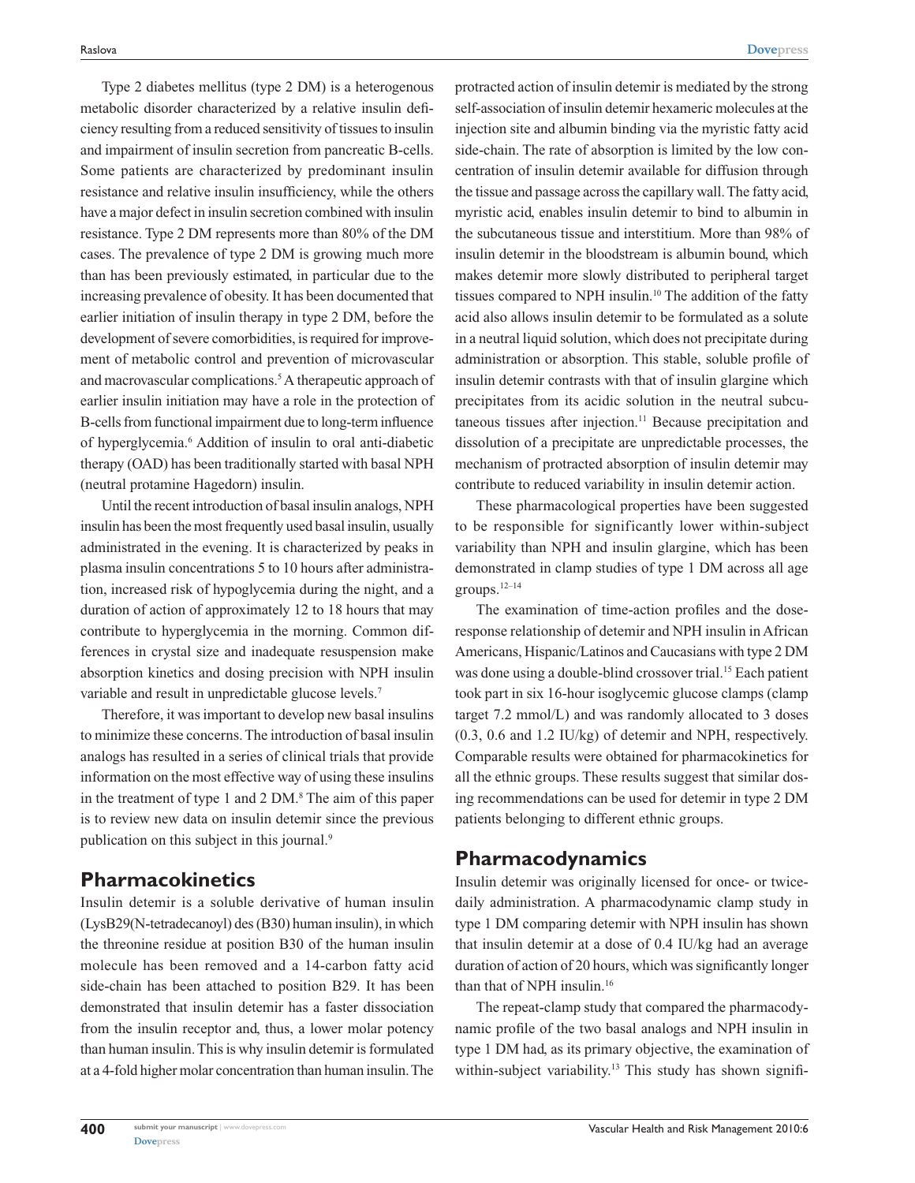Type 2 diabetes mellitus (type 2 DM) is a heterogenous metabolic disorder characterized by a relative insulin deficiency resulting from a reduced sensitivity of tissues to insulin and impairment of insulin secretion from pancreatic B-cells. Some patients are characterized by predominant insulin resistance and relative insulin insufficiency, while the others have a major defect in insulin secretion combined with insulin resistance. Type 2 DM represents more than 80% of the DM cases. The prevalence of type 2 DM is growing much more than has been previously estimated, in particular due to the increasing prevalence of obesity. It has been documented that earlier initiation of insulin therapy in type 2 DM, before the development of severe comorbidities, is required for improvement of metabolic control and prevention of microvascular and macrovascular complications.[5] A therapeutic approach of earlier insulin initiation may have a role in the protection of B-cells from functional impairment due to long-term influence of hyperglycemia.[6] Addition of insulin to oral anti-diabetic therapy (OAD) has been traditionally started with basal NPH (neutral protamine Hagedorn) insulin.

Until the recent introduction of basal insulin analogs, NPH insulin has been the most frequently used basal insulin, usually administrated in the evening. It is characterized by peaks in plasma insulin concentrations 5 to 10 hours after administration, increased risk of hypoglycemia during the night, and a duration of action of approximately 12 to 18 hours that may contribute to hyperglycemia in the morning. Common differences in crystal size and inadequate resuspension make absorption kinetics and dosing precision with NPH insulin variable and result in unpredictable glucose levels.[7]

Therefore, it was important to develop new basal insulins to minimize these concerns. The introduction of basal insulin analogs has resulted in a series of clinical trials that provide information on the most effective way of using these insulins in the treatment of type 1 and 2 DM.[8] The aim of this paper is to review new data on insulin detemir since the previous publication on this subject in this journal.[9]

## Pharmacokinetics

Insulin detemir is a soluble derivative of human insulin (LysB29(N-tetradecanoyl) des (B30) human insulin), in which the threonine residue at position B30 of the human insulin molecule has been removed and a 14-carbon fatty acid side-chain has been attached to position B29. It has been demonstrated that insulin detemir has a faster dissociation from the insulin receptor and, thus, a lower molar potency than human insulin. This is why insulin detemir is formulated at a 4-fold higher molar concentration than human insulin. The protracted action of insulin detemir is mediated by the strong self-association of insulin detemir hexameric molecules at the injection site and albumin binding via the myristic fatty acid side-chain. The rate of absorption is limited by the low concentration of insulin detemir available for diffusion through the tissue and passage across the capillary wall. The fatty acid, myristic acid, enables insulin detemir to bind to albumin in the subcutaneous tissue and interstitium. More than 98% of insulin detemir in the bloodstream is albumin bound, which makes detemir more slowly distributed to peripheral target tissues compared to NPH insulin.[10] The addition of the fatty acid also allows insulin detemir to be formulated as a solute in a neutral liquid solution, which does not precipitate during administration or absorption. This stable, soluble profile of insulin detemir contrasts with that of insulin glargine which precipitates from its acidic solution in the neutral subcutaneous tissues after injection.[11] Because precipitation and dissolution of a precipitate are unpredictable processes, the mechanism of protracted absorption of insulin detemir may contribute to reduced variability in insulin detemir action.

These pharmacological properties have been suggested to be responsible for significantly lower within-subject variability than NPH and insulin glargine, which has been demonstrated in clamp studies of type 1 DM across all age groups.[12–14]

The examination of time-action profiles and the dose-response relationship of detemir and NPH insulin in African Americans, Hispanic/Latinos and Caucasians with type 2 DM was done using a double-blind crossover trial.[15] Each patient took part in six 16-hour isoglycemic glucose clamps (clamp target 7.2 mmol/L) and was randomly allocated to 3 doses (0.3, 0.6 and 1.2 IU/kg) of detemir and NPH, respectively. Comparable results were obtained for pharmacokinetics for all the ethnic groups. These results suggest that similar dosing recommendations can be used for detemir in type 2 DM patients belonging to different ethnic groups.

## Pharmacodynamics

Insulin detemir was originally licensed for once- or twice-daily administration. A pharmacodynamic clamp study in type 1 DM comparing detemir with NPH insulin has shown that insulin detemir at a dose of 0.4 IU/kg had an average duration of action of 20 hours, which was significantly longer than that of NPH insulin.[16]

The repeat-clamp study that compared the pharmacodynamic profile of the two basal analogs and NPH insulin in type 1 DM had, as its primary objective, the examination of within-subject variability.[13] This study has shown signifi-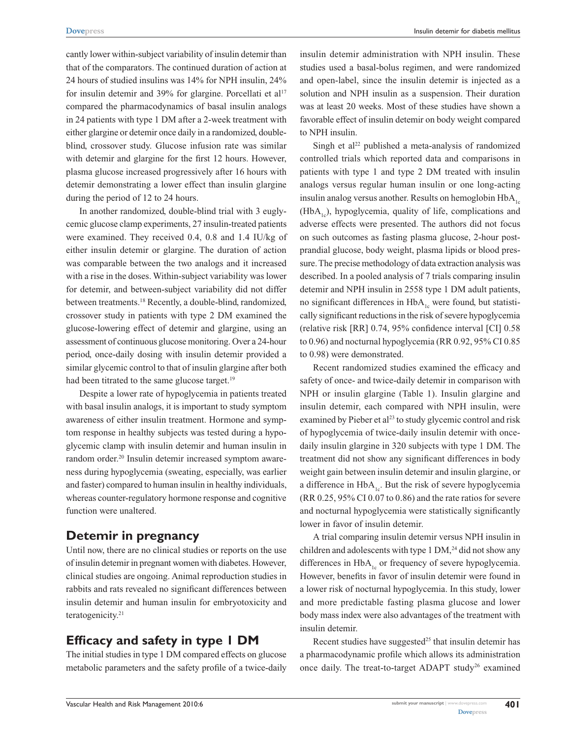cantly lower within-subject variability of insulin detemir than that of the comparators. The continued duration of action at 24 hours of studied insulins was 14% for NPH insulin, 24% for insulin detemir and 39% for glargine. Porcellati et al[17] compared the pharmacodynamics of basal insulin analogs in 24 patients with type 1 DM after a 2-week treatment with either glargine or detemir once daily in a randomized, double-blind, crossover study. Glucose infusion rate was similar with detemir and glargine for the first 12 hours. However, plasma glucose increased progressively after 16 hours with detemir demonstrating a lower effect than insulin glargine during the period of 12 to 24 hours.

In another randomized, double-blind trial with 3 euglycemic glucose clamp experiments, 27 insulin-treated patients were examined. They received 0.4, 0.8 and 1.4 IU/kg of either insulin detemir or glargine. The duration of action was comparable between the two analogs and it increased with a rise in the doses. Within-subject variability was lower for detemir, and between-subject variability did not differ between treatments.[18] Recently, a double-blind, randomized, crossover study in patients with type 2 DM examined the glucose-lowering effect of detemir and glargine, using an assessment of continuous glucose monitoring. Over a 24-hour period, once-daily dosing with insulin detemir provided a similar glycemic control to that of insulin glargine after both had been titrated to the same glucose target.[19]

Despite a lower rate of hypoglycemia in patients treated with basal insulin analogs, it is important to study symptom awareness of either insulin treatment. Hormone and symptom response in healthy subjects was tested during a hypoglycemic clamp with insulin detemir and human insulin in random order.[20] Insulin detemir increased symptom awareness during hypoglycemia (sweating, especially, was earlier and faster) compared to human insulin in healthy individuals, whereas counter-regulatory hormone response and cognitive function were unaltered.

## Detemir in pregnancy

Until now, there are no clinical studies or reports on the use of insulin detemir in pregnant women with diabetes. However, clinical studies are ongoing. Animal reproduction studies in rabbits and rats revealed no significant differences between insulin detemir and human insulin for embryotoxicity and teratogenicity.[21]

## Efficacy and safety in type 1 DM

The initial studies in type 1 DM compared effects on glucose metabolic parameters and the safety profile of a twice-daily insulin detemir administration with NPH insulin. These studies used a basal-bolus regimen, and were randomized and open-label, since the insulin detemir is injected as a solution and NPH insulin as a suspension. Their duration was at least 20 weeks. Most of these studies have shown a favorable effect of insulin detemir on body weight compared to NPH insulin.

Singh et al[22] published a meta-analysis of randomized controlled trials which reported data and comparisons in patients with type 1 and type 2 DM treated with insulin analogs versus regular human insulin or one long-acting insulin analog versus another. Results on hemoglobin $HbA_{1c}$ ($HbA_{1c}$), hypoglycemia, quality of life, complications and adverse effects were presented. The authors did not focus on such outcomes as fasting plasma glucose, 2-hour postprandial glucose, body weight, plasma lipids or blood pressure. The precise methodology of data extraction analysis was described. In a pooled analysis of 7 trials comparing insulin detemir and NPH insulin in 2558 type 1 DM adult patients, no significant differences in $HbA_{1c}$ were found, but statistically significant reductions in the risk of severe hypoglycemia (relative risk [RR] 0.74, 95% confidence interval [CI] 0.58 to 0.96) and nocturnal hypoglycemia (RR 0.92, 95% CI 0.85 to 0.98) were demonstrated.

Recent randomized studies examined the efficacy and safety of once- and twice-daily detemir in comparison with NPH or insulin glargine (Table 1). Insulin glargine and insulin detemir, each compared with NPH insulin, were examined by Pieber et al[23] to study glycemic control and risk of hypoglycemia of twice-daily insulin detemir with once-daily insulin glargine in 320 subjects with type 1 DM. The treatment did not show any significant differences in body weight gain between insulin detemir and insulin glargine, or a difference in $HbA_{1c}$. But the risk of severe hypoglycemia (RR 0.25, 95% CI 0.07 to 0.86) and the rate ratios for severe and nocturnal hypoglycemia were statistically significantly lower in favor of insulin detemir.

A trial comparing insulin detemir versus NPH insulin in children and adolescents with type 1 DM,[24] did not show any differences in $HbA_{1c}$ or frequency of severe hypoglycemia. However, benefits in favor of insulin detemir were found in a lower risk of nocturnal hypoglycemia. In this study, lower and more predictable fasting plasma glucose and lower body mass index were also advantages of the treatment with insulin detemir.

Recent studies have suggested[25] that insulin detemir has a pharmacodynamic profile which allows its administration once daily. The treat-to-target ADAPT study[26] examined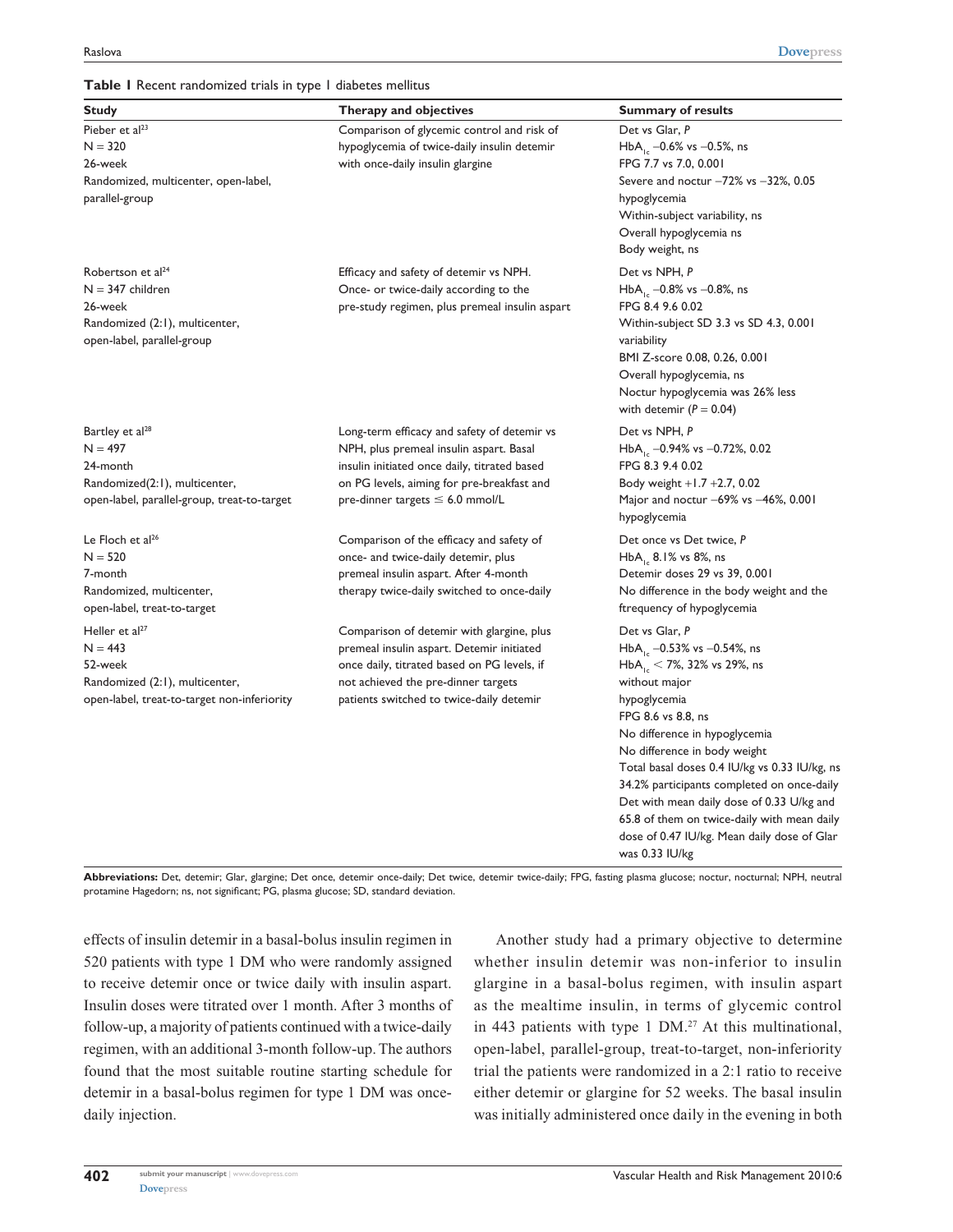**Table 1** Recent randomized trials in type 1 diabetes mellitus

| Study | Therapy and objectives | Summary of results |
|---|---|---|
| Pieber et al[23]<br>N = 320<br>26-week<br>Randomized, multicenter, open-label, parallel-group | Comparison of glycemic control and risk of hypoglycemia of twice-daily insulin detemir with once-daily insulin glargine | Det vs Glar, *P*<br>$HbA_{1c}$ −0.6% vs −0.5%, ns<br>FPG 7.7 vs 7.0, 0.001<br>Severe and noctur −72% vs −32%, 0.05 hypoglycemia<br>Within-subject variability, ns<br>Overall hypoglycemia ns<br>Body weight, ns |
| Robertson et al[24]<br>N = 347 children<br>26-week<br>Randomized (2:1), multicenter, open-label, parallel-group | Efficacy and safety of detemir vs NPH. Once- or twice-daily according to the pre-study regimen, plus premeal insulin aspart | Det vs NPH, *P*<br>$HbA_{1c}$ −0.8% vs −0.8%, ns<br>FPG 8.4 9.6 0.02<br>Within-subject SD 3.3 vs SD 4.3, 0.001 variability<br>BMI Z-score 0.08, 0.26, 0.001<br>Overall hypoglycemia, ns<br>Noctur hypoglycemia was 26% less with detemir ($P = 0.04$) |
| Bartley et al[28]<br>N = 497<br>24-month<br>Randomized(2:1), multicenter, open-label, parallel-group, treat-to-target | Long-term efficacy and safety of detemir vs NPH, plus premeal insulin aspart. Basal insulin initiated once daily, titrated based on PG levels, aiming for pre-breakfast and pre-dinner targets ≤ 6.0 mmol/L | Det vs NPH, *P*<br>$HbA_{1c}$ −0.94% vs −0.72%, 0.02<br>FPG 8.3 9.4 0.02<br>Body weight +1.7 +2.7, 0.02<br>Major and noctur −69% vs −46%, 0.001 hypoglycemia |
| Le Floch et al[26]<br>N = 520<br>7-month<br>Randomized, multicenter, open-label, treat-to-target | Comparison of the efficacy and safety of once- and twice-daily detemir, plus premeal insulin aspart. After 4-month therapy twice-daily switched to once-daily | Det once vs Det twice, *P*<br>$HbA_{1c}$ 8.1% vs 8%, ns<br>Detemir doses 29 vs 39, 0.001<br>No difference in the body weight and the ftrequency of hypoglycemia |
| Heller et al[27]<br>N = 443<br>52-week<br>Randomized (2:1), multicenter, open-label, treat-to-target non-inferiority | Comparison of detemir with glargine, plus premeal insulin aspart. Detemir initiated once daily, titrated based on PG levels, if not achieved the pre-dinner targets patients switched to twice-daily detemir | Det vs Glar, *P*<br>$HbA_{1c}$ −0.53% vs −0.54%, ns<br>$HbA_{1c}$ < 7%, 32% vs 29%, ns without major hypoglycemia<br>FPG 8.6 vs 8.8, ns<br>No difference in hypoglycemia<br>No difference in body weight<br>Total basal doses 0.4 IU/kg vs 0.33 IU/kg, ns<br>34.2% participants completed on once-daily Det with mean daily dose of 0.33 U/kg and 65.8 of them on twice-daily with mean daily dose of 0.47 IU/kg. Mean daily dose of Glar was 0.33 IU/kg |

**Abbreviations:** Det, detemir; Glar, glargine; Det once, detemir once-daily; Det twice, detemir twice-daily; FPG, fasting plasma glucose; noctur, nocturnal; NPH, neutral protamine Hagedorn; ns, not significant; PG, plasma glucose; SD, standard deviation.

effects of insulin detemir in a basal-bolus insulin regimen in 520 patients with type 1 DM who were randomly assigned to receive detemir once or twice daily with insulin aspart. Insulin doses were titrated over 1 month. After 3 months of follow-up, a majority of patients continued with a twice-daily regimen, with an additional 3-month follow-up. The authors found that the most suitable routine starting schedule for detemir in a basal-bolus regimen for type 1 DM was once-daily injection.

Another study had a primary objective to determine whether insulin detemir was non-inferior to insulin glargine in a basal-bolus regimen, with insulin aspart as the mealtime insulin, in terms of glycemic control in 443 patients with type 1 DM.[27] At this multinational, open-label, parallel-group, treat-to-target, non-inferiority trial the patients were randomized in a 2:1 ratio to receive either detemir or glargine for 52 weeks. The basal insulin was initially administered once daily in the evening in both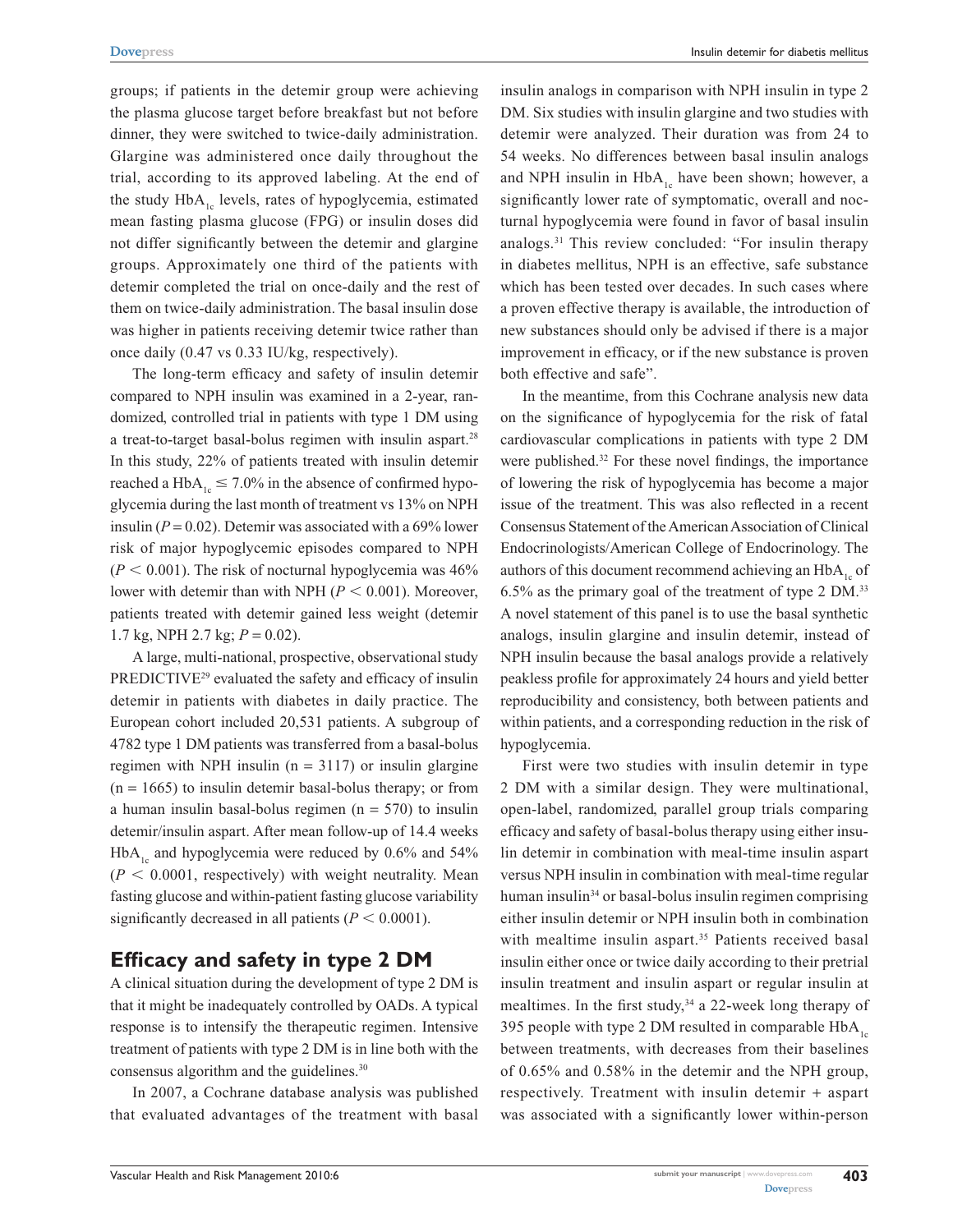groups; if patients in the detemir group were achieving the plasma glucose target before breakfast but not before dinner, they were switched to twice-daily administration. Glargine was administered once daily throughout the trial, according to its approved labeling. At the end of the study $HbA_{1c}$ levels, rates of hypoglycemia, estimated mean fasting plasma glucose (FPG) or insulin doses did not differ significantly between the detemir and glargine groups. Approximately one third of the patients with detemir completed the trial on once-daily and the rest of them on twice-daily administration. The basal insulin dose was higher in patients receiving detemir twice rather than once daily (0.47 vs 0.33 IU/kg, respectively).

The long-term efficacy and safety of insulin detemir compared to NPH insulin was examined in a 2-year, randomized, controlled trial in patients with type 1 DM using a treat-to-target basal-bolus regimen with insulin aspart.[28] In this study, 22% of patients treated with insulin detemir reached a $HbA_{1c} \leq 7.0\%$ in the absence of confirmed hypoglycemia during the last month of treatment vs 13% on NPH insulin ($P = 0.02$). Detemir was associated with a 69% lower risk of major hypoglycemic episodes compared to NPH ($P < 0.001$). The risk of nocturnal hypoglycemia was 46% lower with detemir than with NPH ($P < 0.001$). Moreover, patients treated with detemir gained less weight (detemir 1.7 kg, NPH 2.7 kg; $P = 0.02$).

A large, multi-national, prospective, observational study PREDICTIVE[29] evaluated the safety and efficacy of insulin detemir in patients with diabetes in daily practice. The European cohort included 20,531 patients. A subgroup of 4782 type 1 DM patients was transferred from a basal-bolus regimen with NPH insulin (n = 3117) or insulin glargine (n = 1665) to insulin detemir basal-bolus therapy; or from a human insulin basal-bolus regimen (n = 570) to insulin detemir/insulin aspart. After mean follow-up of 14.4 weeks $HbA_{1c}$ and hypoglycemia were reduced by 0.6% and 54% ($P < 0.0001$, respectively) with weight neutrality. Mean fasting glucose and within-patient fasting glucose variability significantly decreased in all patients ($P < 0.0001$).

## Efficacy and safety in type 2 DM

A clinical situation during the development of type 2 DM is that it might be inadequately controlled by OADs. A typical response is to intensify the therapeutic regimen. Intensive treatment of patients with type 2 DM is in line both with the consensus algorithm and the guidelines.[30]

In 2007, a Cochrane database analysis was published that evaluated advantages of the treatment with basal insulin analogs in comparison with NPH insulin in type 2 DM. Six studies with insulin glargine and two studies with detemir were analyzed. Their duration was from 24 to 54 weeks. No differences between basal insulin analogs and NPH insulin in $HbA_{1c}$ have been shown; however, a significantly lower rate of symptomatic, overall and nocturnal hypoglycemia were found in favor of basal insulin analogs.[31] This review concluded: "For insulin therapy in diabetes mellitus, NPH is an effective, safe substance which has been tested over decades. In such cases where a proven effective therapy is available, the introduction of new substances should only be advised if there is a major improvement in efficacy, or if the new substance is proven both effective and safe".

In the meantime, from this Cochrane analysis new data on the significance of hypoglycemia for the risk of fatal cardiovascular complications in patients with type 2 DM were published.[32] For these novel findings, the importance of lowering the risk of hypoglycemia has become a major issue of the treatment. This was also reflected in a recent Consensus Statement of the American Association of Clinical Endocrinologists/American College of Endocrinology. The authors of this document recommend achieving an $HbA_{1c}$ of 6.5% as the primary goal of the treatment of type 2 DM.[33] A novel statement of this panel is to use the basal synthetic analogs, insulin glargine and insulin detemir, instead of NPH insulin because the basal analogs provide a relatively peakless profile for approximately 24 hours and yield better reproducibility and consistency, both between patients and within patients, and a corresponding reduction in the risk of hypoglycemia.

First were two studies with insulin detemir in type 2 DM with a similar design. They were multinational, open-label, randomized, parallel group trials comparing efficacy and safety of basal-bolus therapy using either insulin detemir in combination with meal-time insulin aspart versus NPH insulin in combination with meal-time regular human insulin[34] or basal-bolus insulin regimen comprising either insulin detemir or NPH insulin both in combination with mealtime insulin aspart.[35] Patients received basal insulin either once or twice daily according to their pretrial insulin treatment and insulin aspart or regular insulin at mealtimes. In the first study,[34] a 22-week long therapy of 395 people with type 2 DM resulted in comparable $HbA_{1c}$ between treatments, with decreases from their baselines of 0.65% and 0.58% in the detemir and the NPH group, respectively. Treatment with insulin detemir + aspart was associated with a significantly lower within-person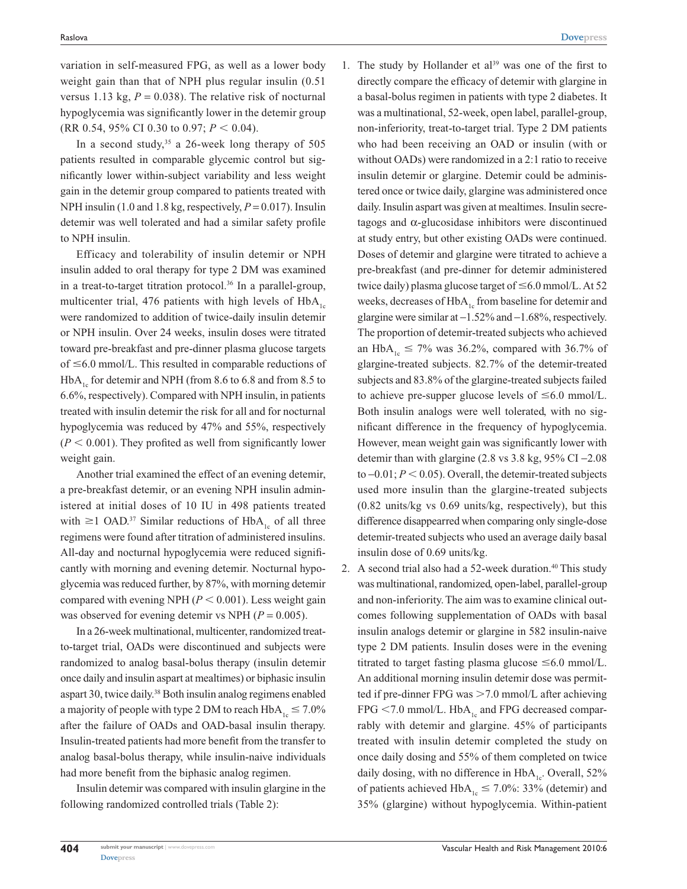variation in self-measured FPG, as well as a lower body weight gain than that of NPH plus regular insulin (0.51 versus 1.13 kg, $P = 0.038$). The relative risk of nocturnal hypoglycemia was significantly lower in the detemir group (RR 0.54, 95% CI 0.30 to 0.97; $P < 0.04$).

In a second study,[35] a 26-week long therapy of 505 patients resulted in comparable glycemic control but significantly lower within-subject variability and less weight gain in the detemir group compared to patients treated with NPH insulin (1.0 and 1.8 kg, respectively, $P = 0.017$). Insulin detemir was well tolerated and had a similar safety profile to NPH insulin.

Efficacy and tolerability of insulin detemir or NPH insulin added to oral therapy for type 2 DM was examined in a treat-to-target titration protocol.[36] In a parallel-group, multicenter trial, 476 patients with high levels of $HbA_{1c}$ were randomized to addition of twice-daily insulin detemir or NPH insulin. Over 24 weeks, insulin doses were titrated toward pre-breakfast and pre-dinner plasma glucose targets of ≤6.0 mmol/L. This resulted in comparable reductions of $HbA_{1c}$ for detemir and NPH (from 8.6 to 6.8 and from 8.5 to 6.6%, respectively). Compared with NPH insulin, in patients treated with insulin detemir the risk for all and for nocturnal hypoglycemia was reduced by 47% and 55%, respectively ($P < 0.001$). They profited as well from significantly lower weight gain.

Another trial examined the effect of an evening detemir, a pre-breakfast detemir, or an evening NPH insulin administered at initial doses of 10 IU in 498 patients treated with ≥1 OAD.[37] Similar reductions of $HbA_{1c}$ of all three regimens were found after titration of administered insulins. All-day and nocturnal hypoglycemia were reduced significantly with morning and evening detemir. Nocturnal hypoglycemia was reduced further, by 87%, with morning detemir compared with evening NPH ($P < 0.001$). Less weight gain was observed for evening detemir vs NPH ($P = 0.005$).

In a 26-week multinational, multicenter, randomized treat-to-target trial, OADs were discontinued and subjects were randomized to analog basal-bolus therapy (insulin detemir once daily and insulin aspart at mealtimes) or biphasic insulin aspart 30, twice daily.[38] Both insulin analog regimens enabled a majority of people with type 2 DM to reach $HbA_{1c} \leq 7.0\%$ after the failure of OADs and OAD-basal insulin therapy. Insulin-treated patients had more benefit from the transfer to analog basal-bolus therapy, while insulin-naive individuals had more benefit from the biphasic analog regimen.

Insulin detemir was compared with insulin glargine in the following randomized controlled trials (Table 2):

1. The study by Hollander et al[39] was one of the first to directly compare the efficacy of detemir with glargine in a basal-bolus regimen in patients with type 2 diabetes. It was a multinational, 52-week, open label, parallel-group, non-inferiority, treat-to-target trial. Type 2 DM patients who had been receiving an OAD or insulin (with or without OADs) were randomized in a 2:1 ratio to receive insulin detemir or glargine. Detemir could be administered once or twice daily, glargine was administered once daily. Insulin aspart was given at mealtimes. Insulin secretagogs and α-glucosidase inhibitors were discontinued at study entry, but other existing OADs were continued. Doses of detemir and glargine were titrated to achieve a pre-breakfast (and pre-dinner for detemir administered twice daily) plasma glucose target of ≤6.0 mmol/L. At 52 weeks, decreases of $HbA_{1c}$ from baseline for detemir and glargine were similar at −1.52% and −1.68%, respectively. The proportion of detemir-treated subjects who achieved an $HbA_{1c} \leq 7\%$ was 36.2%, compared with 36.7% of glargine-treated subjects. 82.7% of the detemir-treated subjects and 83.8% of the glargine-treated subjects failed to achieve pre-supper glucose levels of ≤6.0 mmol/L. Both insulin analogs were well tolerated, with no significant difference in the frequency of hypoglycemia. However, mean weight gain was significantly lower with detemir than with glargine (2.8 vs 3.8 kg, 95% CI −2.08 to −0.01; $P < 0.05$). Overall, the detemir-treated subjects used more insulin than the glargine-treated subjects (0.82 units/kg vs 0.69 units/kg, respectively), but this difference disappearred when comparing only single-dose detemir-treated subjects who used an average daily basal insulin dose of 0.69 units/kg.
2. A second trial also had a 52-week duration.[40] This study was multinational, randomized, open-label, parallel-group and non-inferiority. The aim was to examine clinical outcomes following supplementation of OADs with basal insulin analogs detemir or glargine in 582 insulin-naive type 2 DM patients. Insulin doses were in the evening titrated to target fasting plasma glucose ≤6.0 mmol/L. An additional morning insulin detemir dose was permitted if pre-dinner FPG was >7.0 mmol/L after achieving FPG <7.0 mmol/L. $HbA_{1c}$ and FPG decreased comparably with detemir and glargine. 45% of participants treated with insulin detemir completed the study on once daily dosing and 55% of them completed on twice daily dosing, with no difference in $HbA_{1c}$. Overall, 52% of patients achieved $HbA_{1c} \leq 7.0\%$: 33% (detemir) and 35% (glargine) without hypoglycemia. Within-patient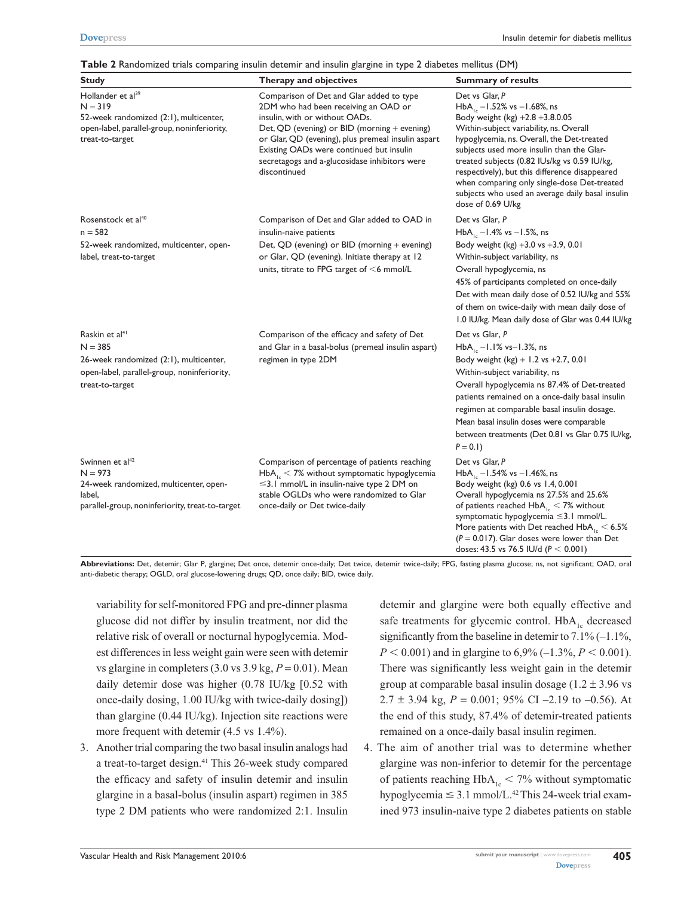**Table 2** Randomized trials comparing insulin detemir and insulin glargine in type 2 diabetes mellitus (DM)

| Study | Therapy and objectives | Summary of results |
|---|---|---|
| Hollander et al[39]<br>N = 319<br>52-week randomized (2:1), multicenter, open-label, parallel-group, noninferiority, treat-to-target | Comparison of Det and Glar added to type 2DM who had been receiving an OAD or insulin, with or without OADs.<br>Det, QD (evening) or BID (morning + evening) or Glar, QD (evening), plus premeal insulin aspart Existing OADs were continued but insulin secretagogs and a-glucosidase inhibitors were discontinued | Det vs Glar, *P*<br>$HbA_{1c}$ −1.52% vs −1.68%, ns<br>Body weight (kg) +2.8 +3.8.0.05<br>Within-subject variability, ns. Overall hypoglycemia, ns. Overall, the Det-treated subjects used more insulin than the Glar-treated subjects (0.82 IUs/kg vs 0.59 IU/kg, respectively), but this difference disappeared when comparing only single-dose Det-treated subjects who used an average daily basal insulin dose of 0.69 U/kg |
| Rosenstock et al[40]<br>n = 582<br>52-week randomized, multicenter, open-label, treat-to-target | Comparison of Det and Glar added to OAD in insulin-naive patients<br>Det, QD (evening) or BID (morning + evening) or Glar, QD (evening). Initiate therapy at 12 units, titrate to FPG target of <6 mmol/L | Det vs Glar, *P*<br>$HbA_{1c}$ −1.4% vs −1.5%, ns<br>Body weight (kg) +3.0 vs +3.9, 0.01<br>Within-subject variability, ns<br>Overall hypoglycemia, ns<br>45% of participants completed on once-daily Det with mean daily dose of 0.52 IU/kg and 55% of them on twice-daily with mean daily dose of 1.0 IU/kg. Mean daily dose of Glar was 0.44 IU/kg |
| Raskin et al[41]<br>N = 385<br>26-week randomized (2:1), multicenter, open-label, parallel-group, noninferiority, treat-to-target | Comparison of the efficacy and safety of Det and Glar in a basal-bolus (premeal insulin aspart) regimen in type 2DM | Det vs Glar, *P*<br>$HbA_{1c}$ −1.1% vs−1.3%, ns<br>Body weight (kg) + 1.2 vs +2.7, 0.01<br>Within-subject variability, ns<br>Overall hypoglycemia ns 87.4% of Det-treated patients remained on a once-daily basal insulin regimen at comparable basal insulin dosage. Mean basal insulin doses were comparable between treatments (Det 0.81 vs Glar 0.75 IU/kg, $P = 0.1$) |
| Swinnen et al[42]<br>N = 973<br>24-week randomized, multicenter, open-label, parallel-group, noninferiority, treat-to-target | Comparison of percentage of patients reaching $HbA_{1c} < 7\%$ without symptomatic hypoglycemia ≤3.1 mmol/L in insulin-naive type 2 DM on stable OGLDs who were randomized to Glar once-daily or Det twice-daily | Det vs Glar, *P*<br>$HbA_{1c}$ −1.54% vs −1.46%, ns<br>Body weight (kg) 0.6 vs 1.4, 0.001<br>Overall hypoglycemia ns 27.5% and 25.6% of patients reached $HbA_{1c} < 7\%$ without symptomatic hypoglycemia ≤3.1 mmol/L. More patients with Det reached $HbA_{1c} < 6.5\%$ ($P = 0.017$). Glar doses were lower than Det doses: 43.5 vs 76.5 IU/d ($P < 0.001$) |

**Abbreviations:** Det, detemir; Glar P, glargine; Det once, detemir once-daily; Det twice, detemir twice-daily; FPG, fasting plasma glucose; ns, not significant; OAD, oral anti-diabetic therapy; OGLD, oral glucose-lowering drugs; QD, once daily; BID, twice daily.

variability for self-monitored FPG and pre-dinner plasma glucose did not differ by insulin treatment, nor did the relative risk of overall or nocturnal hypoglycemia. Modest differences in less weight gain were seen with detemir vs glargine in completers (3.0 vs 3.9 kg, $P = 0.01$). Mean daily detemir dose was higher (0.78 IU/kg [0.52 with once-daily dosing, 1.00 IU/kg with twice-daily dosing]) than glargine (0.44 IU/kg). Injection site reactions were more frequent with detemir (4.5 vs 1.4%).

3. Another trial comparing the two basal insulin analogs had a treat-to-target design.[41] This 26-week study compared the efficacy and safety of insulin detemir and insulin glargine in a basal-bolus (insulin aspart) regimen in 385 type 2 DM patients who were randomized 2:1. Insulin detemir and glargine were both equally effective and safe treatments for glycemic control. $HbA_{1c}$ decreased significantly from the baseline in detemir to 7.1% (–1.1%, $P < 0.001$) and in glargine to 6,9% (–1.3%, $P < 0.001$). There was significantly less weight gain in the detemir group at comparable basal insulin dosage (1.2 ± 3.96 vs 2.7 ± 3.94 kg, $P = 0.001$; 95% CI –2.19 to –0.56). At the end of this study, 87.4% of detemir-treated patients remained on a once-daily basal insulin regimen.
4. The aim of another trial was to determine whether glargine was non-inferior to detemir for the percentage of patients reaching $HbA_{1c} < 7\%$ without symptomatic hypoglycemia ≤ 3.1 mmol/L.[42] This 24-week trial examined 973 insulin-naive type 2 diabetes patients on stable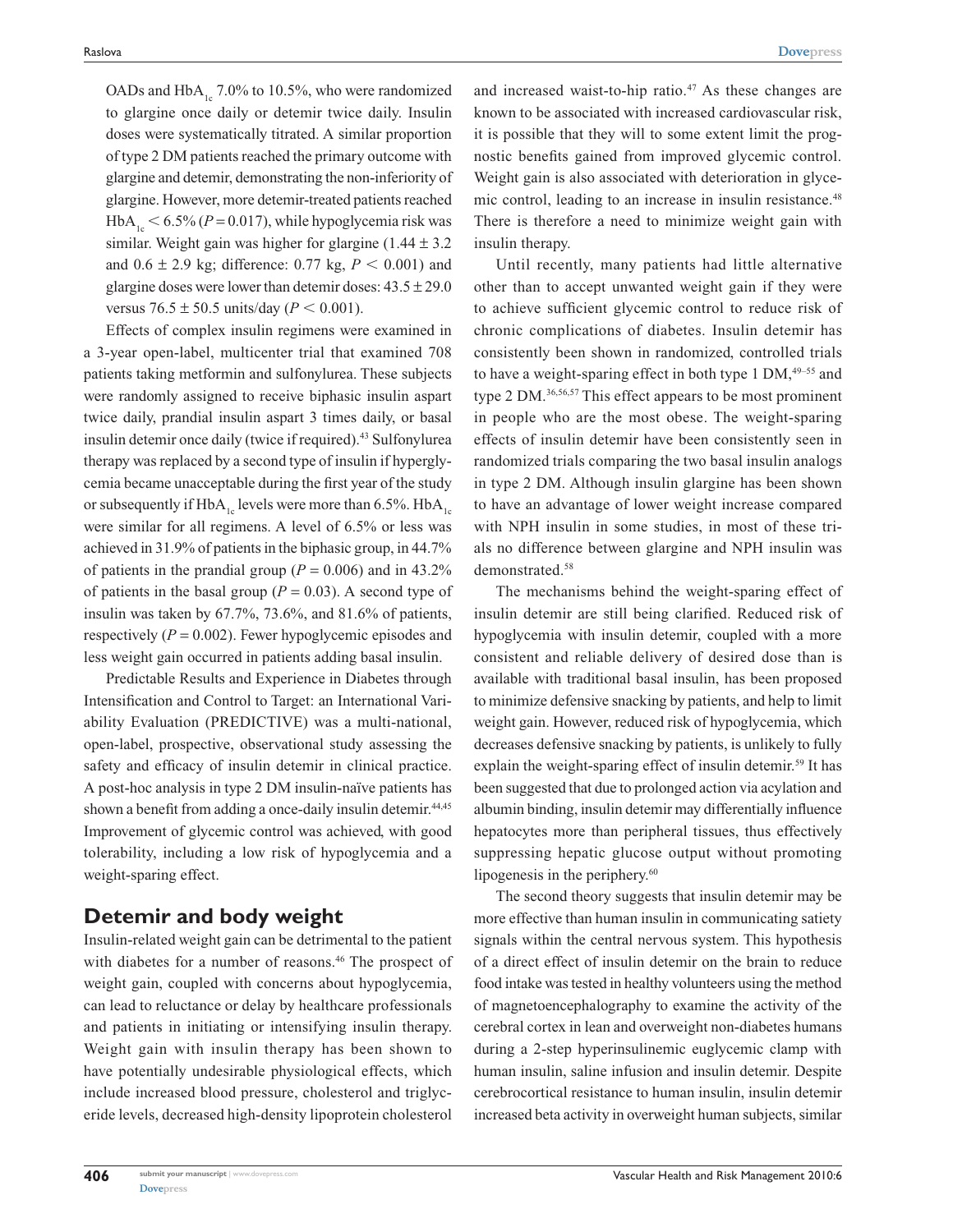OADs and $HbA_{1c}$ 7.0% to 10.5%, who were randomized to glargine once daily or detemir twice daily. Insulin doses were systematically titrated. A similar proportion of type 2 DM patients reached the primary outcome with glargine and detemir, demonstrating the non-inferiority of glargine. However, more detemir-treated patients reached $HbA_{1c} < 6.5\%$ ($P = 0.017$), while hypoglycemia risk was similar. Weight gain was higher for glargine ($1.44 \pm 3.2$ and $0.6 \pm 2.9$ kg; difference: 0.77 kg, $P < 0.001$) and glargine doses were lower than detemir doses: $43.5 \pm 29.0$ versus $76.5 \pm 50.5$ units/day ($P < 0.001$).

Effects of complex insulin regimens were examined in a 3-year open-label, multicenter trial that examined 708 patients taking metformin and sulfonylurea. These subjects were randomly assigned to receive biphasic insulin aspart twice daily, prandial insulin aspart 3 times daily, or basal insulin detemir once daily (twice if required).[43] Sulfonylurea therapy was replaced by a second type of insulin if hyperglycemia became unacceptable during the first year of the study or subsequently if $HbA_{1c}$ levels were more than 6.5%. $HbA_{1c}$ were similar for all regimens. A level of 6.5% or less was achieved in 31.9% of patients in the biphasic group, in 44.7% of patients in the prandial group ($P = 0.006$) and in 43.2% of patients in the basal group ($P = 0.03$). A second type of insulin was taken by 67.7%, 73.6%, and 81.6% of patients, respectively ($P = 0.002$). Fewer hypoglycemic episodes and less weight gain occurred in patients adding basal insulin.

Predictable Results and Experience in Diabetes through Intensification and Control to Target: an International Variability Evaluation (PREDICTIVE) was a multi-national, open-label, prospective, observational study assessing the safety and efficacy of insulin detemir in clinical practice. A post-hoc analysis in type 2 DM insulin-naïve patients has shown a benefit from adding a once-daily insulin detemir.[44,45] Improvement of glycemic control was achieved, with good tolerability, including a low risk of hypoglycemia and a weight-sparing effect.

## Detemir and body weight

Insulin-related weight gain can be detrimental to the patient with diabetes for a number of reasons.[46] The prospect of weight gain, coupled with concerns about hypoglycemia, can lead to reluctance or delay by healthcare professionals and patients in initiating or intensifying insulin therapy. Weight gain with insulin therapy has been shown to have potentially undesirable physiological effects, which include increased blood pressure, cholesterol and triglyceride levels, decreased high-density lipoprotein cholesterol and increased waist-to-hip ratio.[47] As these changes are known to be associated with increased cardiovascular risk, it is possible that they will to some extent limit the prognostic benefits gained from improved glycemic control. Weight gain is also associated with deterioration in glycemic control, leading to an increase in insulin resistance.[48] There is therefore a need to minimize weight gain with insulin therapy.

Until recently, many patients had little alternative other than to accept unwanted weight gain if they were to achieve sufficient glycemic control to reduce risk of chronic complications of diabetes. Insulin detemir has consistently been shown in randomized, controlled trials to have a weight-sparing effect in both type 1 DM,[49–55] and type 2 DM.[36,56,57] This effect appears to be most prominent in people who are the most obese. The weight-sparing effects of insulin detemir have been consistently seen in randomized trials comparing the two basal insulin analogs in type 2 DM. Although insulin glargine has been shown to have an advantage of lower weight increase compared with NPH insulin in some studies, in most of these trials no difference between glargine and NPH insulin was demonstrated.[58]

The mechanisms behind the weight-sparing effect of insulin detemir are still being clarified. Reduced risk of hypoglycemia with insulin detemir, coupled with a more consistent and reliable delivery of desired dose than is available with traditional basal insulin, has been proposed to minimize defensive snacking by patients, and help to limit weight gain. However, reduced risk of hypoglycemia, which decreases defensive snacking by patients, is unlikely to fully explain the weight-sparing effect of insulin detemir.[59] It has been suggested that due to prolonged action via acylation and albumin binding, insulin detemir may differentially influence hepatocytes more than peripheral tissues, thus effectively suppressing hepatic glucose output without promoting lipogenesis in the periphery.[60]

The second theory suggests that insulin detemir may be more effective than human insulin in communicating satiety signals within the central nervous system. This hypothesis of a direct effect of insulin detemir on the brain to reduce food intake was tested in healthy volunteers using the method of magnetoencephalography to examine the activity of the cerebral cortex in lean and overweight non-diabetes humans during a 2-step hyperinsulinemic euglycemic clamp with human insulin, saline infusion and insulin detemir. Despite cerebrocortical resistance to human insulin, insulin detemir increased beta activity in overweight human subjects, similar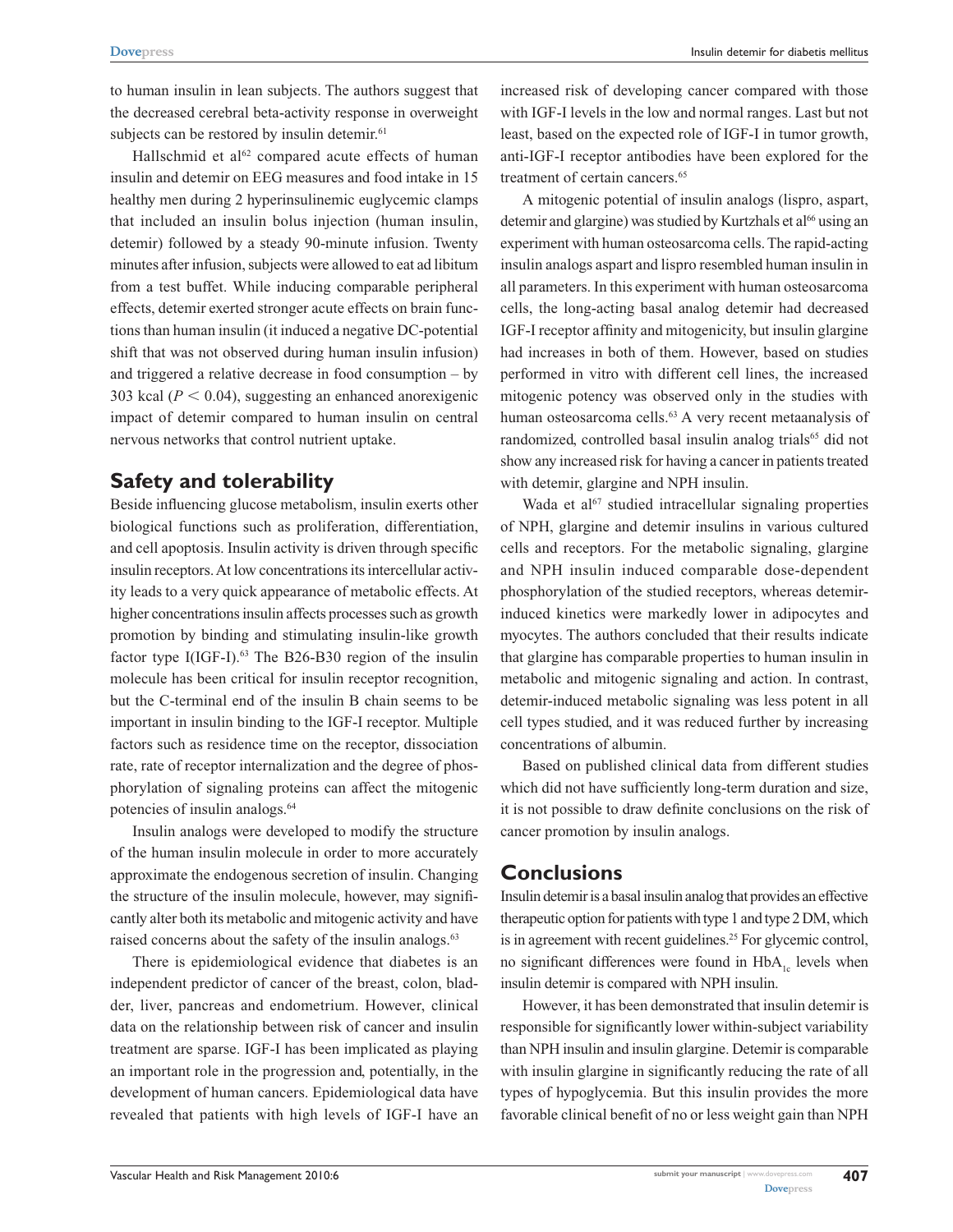to human insulin in lean subjects. The authors suggest that the decreased cerebral beta-activity response in overweight subjects can be restored by insulin detemir.[61]

Hallschmid et al[62] compared acute effects of human insulin and detemir on EEG measures and food intake in 15 healthy men during 2 hyperinsulinemic euglycemic clamps that included an insulin bolus injection (human insulin, detemir) followed by a steady 90-minute infusion. Twenty minutes after infusion, subjects were allowed to eat ad libitum from a test buffet. While inducing comparable peripheral effects, detemir exerted stronger acute effects on brain functions than human insulin (it induced a negative DC-potential shift that was not observed during human insulin infusion) and triggered a relative decrease in food consumption – by 303 kcal ($P < 0.04$), suggesting an enhanced anorexigenic impact of detemir compared to human insulin on central nervous networks that control nutrient uptake.

## Safety and tolerability

Beside influencing glucose metabolism, insulin exerts other biological functions such as proliferation, differentiation, and cell apoptosis. Insulin activity is driven through specific insulin receptors. At low concentrations its intercellular activity leads to a very quick appearance of metabolic effects. At higher concentrations insulin affects processes such as growth promotion by binding and stimulating insulin-like growth factor type I(IGF-I).[63] The B26-B30 region of the insulin molecule has been critical for insulin receptor recognition, but the C-terminal end of the insulin B chain seems to be important in insulin binding to the IGF-I receptor. Multiple factors such as residence time on the receptor, dissociation rate, rate of receptor internalization and the degree of phosphorylation of signaling proteins can affect the mitogenic potencies of insulin analogs.[64]

Insulin analogs were developed to modify the structure of the human insulin molecule in order to more accurately approximate the endogenous secretion of insulin. Changing the structure of the insulin molecule, however, may significantly alter both its metabolic and mitogenic activity and have raised concerns about the safety of the insulin analogs.[63]

There is epidemiological evidence that diabetes is an independent predictor of cancer of the breast, colon, bladder, liver, pancreas and endometrium. However, clinical data on the relationship between risk of cancer and insulin treatment are sparse. IGF-I has been implicated as playing an important role in the progression and, potentially, in the development of human cancers. Epidemiological data have revealed that patients with high levels of IGF-I have an increased risk of developing cancer compared with those with IGF-I levels in the low and normal ranges. Last but not least, based on the expected role of IGF-I in tumor growth, anti-IGF-I receptor antibodies have been explored for the treatment of certain cancers.[65]

A mitogenic potential of insulin analogs (lispro, aspart, detemir and glargine) was studied by Kurtzhals et al[66] using an experiment with human osteosarcoma cells. The rapid-acting insulin analogs aspart and lispro resembled human insulin in all parameters. In this experiment with human osteosarcoma cells, the long-acting basal analog detemir had decreased IGF-I receptor affinity and mitogenicity, but insulin glargine had increases in both of them. However, based on studies performed in vitro with different cell lines, the increased mitogenic potency was observed only in the studies with human osteosarcoma cells.[63] A very recent metaanalysis of randomized, controlled basal insulin analog trials[65] did not show any increased risk for having a cancer in patients treated with detemir, glargine and NPH insulin.

Wada et al[67] studied intracellular signaling properties of NPH, glargine and detemir insulins in various cultured cells and receptors. For the metabolic signaling, glargine and NPH insulin induced comparable dose-dependent phosphorylation of the studied receptors, whereas detemir-induced kinetics were markedly lower in adipocytes and myocytes. The authors concluded that their results indicate that glargine has comparable properties to human insulin in metabolic and mitogenic signaling and action. In contrast, detemir-induced metabolic signaling was less potent in all cell types studied, and it was reduced further by increasing concentrations of albumin.

Based on published clinical data from different studies which did not have sufficiently long-term duration and size, it is not possible to draw definite conclusions on the risk of cancer promotion by insulin analogs.

## Conclusions

Insulin detemir is a basal insulin analog that provides an effective therapeutic option for patients with type 1 and type 2 DM, which is in agreement with recent guidelines.[25] For glycemic control, no significant differences were found in $HbA_{1c}$ levels when insulin detemir is compared with NPH insulin.

However, it has been demonstrated that insulin detemir is responsible for significantly lower within-subject variability than NPH insulin and insulin glargine. Detemir is comparable with insulin glargine in significantly reducing the rate of all types of hypoglycemia. But this insulin provides the more favorable clinical benefit of no or less weight gain than NPH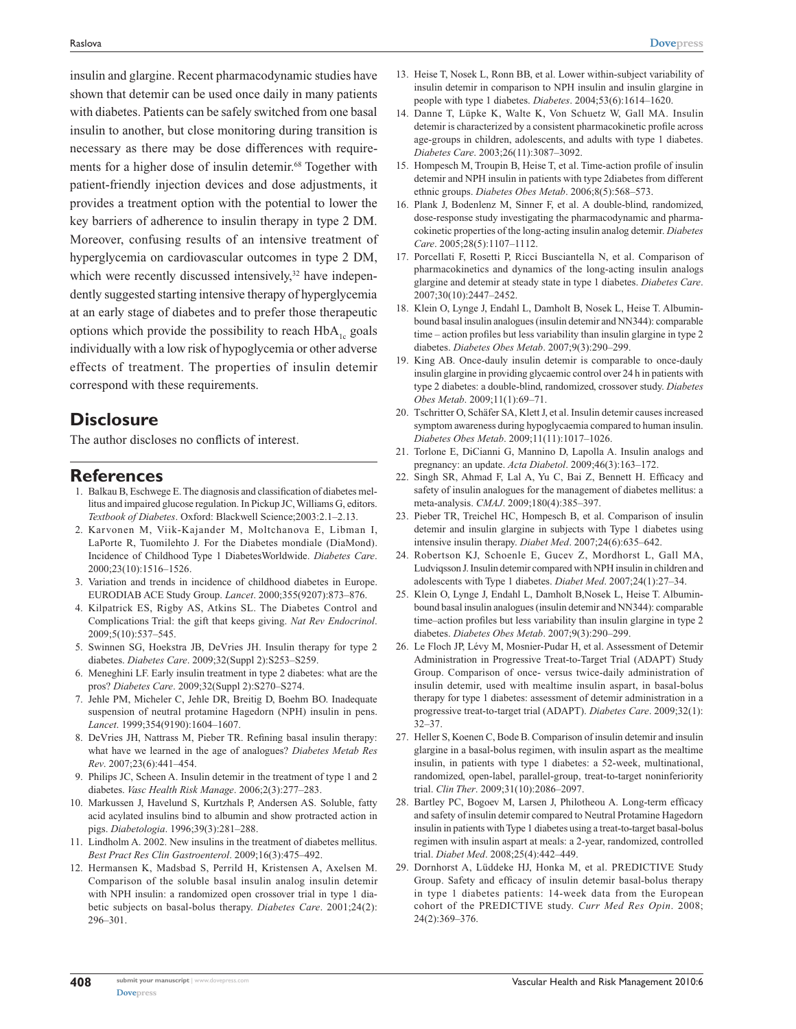insulin and glargine. Recent pharmacodynamic studies have shown that detemir can be used once daily in many patients with diabetes. Patients can be safely switched from one basal insulin to another, but close monitoring during transition is necessary as there may be dose differences with requirements for a higher dose of insulin detemir.[68] Together with patient-friendly injection devices and dose adjustments, it provides a treatment option with the potential to lower the key barriers of adherence to insulin therapy in type 2 DM. Moreover, confusing results of an intensive treatment of hyperglycemia on cardiovascular outcomes in type 2 DM, which were recently discussed intensively,[32] have independently suggested starting intensive therapy of hyperglycemia at an early stage of diabetes and to prefer those therapeutic options which provide the possibility to reach $HbA_{1c}$ goals individually with a low risk of hypoglycemia or other adverse effects of treatment. The properties of insulin detemir correspond with these requirements.

## Disclosure

The author discloses no conflicts of interest.

## References

1. Balkau B, Eschwege E. The diagnosis and classification of diabetes mellitus and impaired glucose regulation. In Pickup JC, Williams G, editors. *Textbook of Diabetes*. Oxford: Blackwell Science;2003:2.1–2.13.
2. Karvonen M, Viik-Kajander M, Moltchanova E, Libman I, LaPorte R, Tuomilehto J. For the Diabetes mondiale (DiaMond). Incidence of Childhood Type 1 DiabetesWorldwide. *Diabetes Care*. 2000;23(10):1516–1526.
3. Variation and trends in incidence of childhood diabetes in Europe. EURODIAB ACE Study Group. *Lancet*. 2000;355(9207):873–876.
4. Kilpatrick ES, Rigby AS, Atkins SL. The Diabetes Control and Complications Trial: the gift that keeps giving. *Nat Rev Endocrinol*. 2009;5(10):537–545.
5. Swinnen SG, Hoekstra JB, DeVries JH. Insulin therapy for type 2 diabetes. *Diabetes Care*. 2009;32(Suppl 2):S253–S259.
6. Meneghini LF. Early insulin treatment in type 2 diabetes: what are the pros? *Diabetes Care*. 2009;32(Suppl 2):S270–S274.
7. Jehle PM, Micheler C, Jehle DR, Breitig D, Boehm BO. Inadequate suspension of neutral protamine Hagedorn (NPH) insulin in pens. *Lancet*. 1999;354(9190):1604–1607.
8. DeVries JH, Nattrass M, Pieber TR. Refining basal insulin therapy: what have we learned in the age of analogues? *Diabetes Metab Res Rev*. 2007;23(6):441–454.
9. Philips JC, Scheen A. Insulin detemir in the treatment of type 1 and 2 diabetes. *Vasc Health Risk Manage*. 2006;2(3):277–283.
10. Markussen J, Havelund S, Kurtzhals P, Andersen AS. Soluble, fatty acid acylated insulins bind to albumin and show protracted action in pigs. *Diabetologia*. 1996;39(3):281–288.
11. Lindholm A. 2002. New insulins in the treatment of diabetes mellitus. *Best Pract Res Clin Gastroenterol*. 2009;16(3):475–492.
12. Hermansen K, Madsbad S, Perrild H, Kristensen A, Axelsen M. Comparison of the soluble basal insulin analog insulin detemir with NPH insulin: a randomized open crossover trial in type 1 diabetic subjects on basal-bolus therapy. *Diabetes Care*. 2001;24(2):296–301.
13. Heise T, Nosek L, Ronn BB, et al. Lower within-subject variability of insulin detemir in comparison to NPH insulin and insulin glargine in people with type 1 diabetes. *Diabetes*. 2004;53(6):1614–1620.
14. Danne T, Lüpke K, Walte K, Von Schuetz W, Gall MA. Insulin detemir is characterized by a consistent pharmacokinetic profile across age-groups in children, adolescents, and adults with type 1 diabetes. *Diabetes Care*. 2003;26(11):3087–3092.
15. Hompesch M, Troupin B, Heise T, et al. Time-action profile of insulin detemir and NPH insulin in patients with type 2diabetes from different ethnic groups. *Diabetes Obes Metab*. 2006;8(5):568–573.
16. Plank J, Bodenlenz M, Sinner F, et al. A double-blind, randomized, dose-response study investigating the pharmacodynamic and pharmacokinetic properties of the long-acting insulin analog detemir. *Diabetes Care*. 2005;28(5):1107–1112.
17. Porcellati F, Rosetti P, Ricci Busciantella N, et al. Comparison of pharmacokinetics and dynamics of the long-acting insulin analogs glargine and detemir at steady state in type 1 diabetes. *Diabetes Care*. 2007;30(10):2447–2452.
18. Klein O, Lynge J, Endahl L, Damholt B, Nosek L, Heise T. Albumin-bound basal insulin analogues (insulin detemir and NN344): comparable time – action profiles but less variability than insulin glargine in type 2 diabetes. *Diabetes Obes Metab*. 2007;9(3):290–299.
19. King AB. Once-dauly insulin detemir is comparable to once-daily insulin glargine in providing glycaemic control over 24 h in patients with type 2 diabetes: a double-blind, randomized, crossover study. *Diabetes Obes Metab*. 2009;11(1):69–71.
20. Tschritter O, Schäfer SA, Klett J, et al. Insulin detemir causes increased symptom awareness during hypoglycaemia compared to human insulin. *Diabetes Obes Metab*. 2009;11(11):1017–1026.
21. Torlone E, DiCianni G, Mannino D, Lapolla A. Insulin analogs and pregnancy: an update. *Acta Diabetol*. 2009;46(3):163–172.
22. Singh SR, Ahmad F, Lal A, Yu C, Bai Z, Bennett H. Efficacy and safety of insulin analogues for the management of diabetes mellitus: a meta-analysis. *CMAJ*. 2009;180(4):385–397.
23. Pieber TR, Treichel HC, Hompesch B, et al. Comparison of insulin detemir and insulin glargine in subjects with Type 1 diabetes using intensive insulin therapy. *Diabet Med*. 2007;24(6):635–642.
24. Robertson KJ, Schoenle E, Gucev Z, Mordhorst L, Gall MA, Ludviqsson J. Insulin detemir compared with NPH insulin in children and adolescents with Type 1 diabetes. *Diabet Med*. 2007;24(1):27–34.
25. Klein O, Lynge J, Endahl L, Damholt B,Nosek L, Heise T. Albumin-bound basal insulin analogues (insulin detemir and NN344): comparable time–action profiles but less variability than insulin glargine in type 2 diabetes. *Diabetes Obes Metab*. 2007;9(3):290–299.
26. Le Floch JP, Lévy M, Mosnier-Pudar H, et al. Assessment of Detemir Administration in Progressive Treat-to-Target Trial (ADAPT) Study Group. Comparison of once- versus twice-daily administration of insulin detemir, used with mealtime insulin aspart, in basal-bolus therapy for type 1 diabetes: assessment of detemir administration in a progressive treat-to-target trial (ADAPT). *Diabetes Care*. 2009;32(1):32–37.
27. Heller S, Koenen C, Bode B. Comparison of insulin detemir and insulin glargine in a basal-bolus regimen, with insulin aspart as the mealtime insulin, in patients with type 1 diabetes: a 52-week, multinational, randomized, open-label, parallel-group, treat-to-target noninferiority trial. *Clin Ther*. 2009;31(10):2086–2097.
28. Bartley PC, Bogoev M, Larsen J, Philotheou A. Long-term efficacy and safety of insulin detemir compared to Neutral Protamine Hagedorn insulin in patients with Type 1 diabetes using a treat-to-target basal-bolus regimen with insulin aspart at meals: a 2-year, randomized, controlled trial. *Diabet Med*. 2008;25(4):442–449.
29. Dornhorst A, Lüddeke HJ, Honka M, et al. PREDICTIVE Study Group. Safety and efficacy of insulin detemir basal-bolus therapy in type 1 diabetes patients: 14-week data from the European cohort of the PREDICTIVE study. *Curr Med Res Opin*. 2008;24(2):369–376.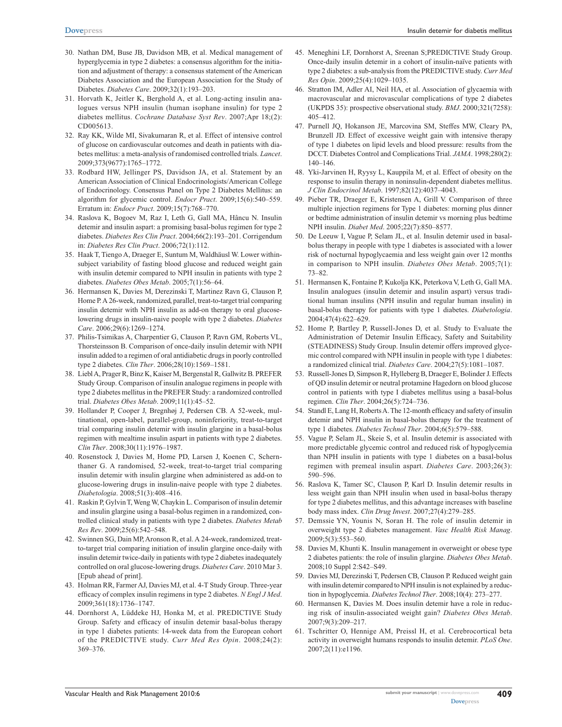30. Nathan DM, Buse JB, Davidson MB, et al. Medical management of hyperglycemia in type 2 diabetes: a consensus algorithm for the initiation and adjustment of therapy: a consensus statement of the American Diabetes Association and the European Association for the Study of Diabetes. *Diabetes Care*. 2009;32(1):193–203.
31. Horvath K, Jeitler K, Berghold A, et al. Long-acting insulin analogues versus NPH insulin (human isophane insulin) for type 2 diabetes mellitus. *Cochrane Database Syst Rev*. 2007;Apr 18;(2):CD005613.
32. Ray KK, Wilde MI, Sivakumaran R, et al. Effect of intensive control of glucose on cardiovascular outcomes and death in patients with diabetes mellitus: a meta-analysis of randomised controlled trials. *Lancet*. 2009;373(9677):1765–1772.
33. Rodbard HW, Jellinger PS, Davidson JA, et al. Statement by an American Association of Clinical Endocrinologists/American College of Endocrinology. Consensus Panel on Type 2 Diabetes Mellitus: an algorithm for glycemic control. *Endocr Pract*. 2009;15(6):540–559. Erratum in: *Endocr Pract*. 2009;15(7):768–770.
34. Raslova K, Bogoev M, Raz I, Leth G, Gall MA, Hâncu N. Insulin detemir and insulin aspart: a promising basal-bolus regimen for type 2 diabetes. *Diabetes Res Clin Pract*. 2004;66(2):193–201. Corrigendum in: *Diabetes Res Clin Pract*. 2006;72(1):112.
35. Haak T, Tiengo A, Draeger E, Suntum M, Waldhäusl W. Lower within-subject variability of fasting blood glucose and reduced weight gain with insulin detemir compared to NPH insulin in patients with type 2 diabetes. *Diabetes Obes Metab*. 2005;7(1):56–64.
36. Hermansen K, Davies M, Derezinski T, Martinez Ravn G, Clauson P, Home P. A 26-week, randomized, parallel, treat-to-target trial comparing insulin detemir with NPH insulin as add-on therapy to oral glucose-lowering drugs in insulin-naive people with type 2 diabetes. *Diabetes Care*. 2006;29(6):1269–1274.
37. Philis-Tsimikas A, Charpentier G, Clauson P, Ravn GM, Roberts VL, Thorsteinsson B. Comparison of once-daily insulin detemir with NPH insulin added to a regimen of oral antidiabetic drugs in poorly controlled type 2 diabetes. *Clin Ther*. 2006;28(10):1569–1581.
38. Liebl A, Prager R, Binz K, Kaiser M, Bergenstal R, Gallwitz B. PREFER Study Group. Comparison of insulin analogue regimens in people with type 2 diabetes mellitus in the PREFER Study: a randomized controlled trial. *Diabetes Obes Metab*. 2009;11(1):45–52.
39. Hollander P, Cooper J, Bregnhøj J, Pedersen CB. A 52-week, multinational, open-label, parallel-group, noninferiority, treat-to-target trial comparing insulin detemir with insulin glargine in a basal-bolus regimen with mealtime insulin aspart in patients with type 2 diabetes. *Clin Ther*. 2008;30(11):1976–1987.
40. Rosenstock J, Davies M, Home PD, Larsen J, Koenen C, Schernthaner G. A randomised, 52-week, treat-to-target trial comparing insulin detemir with insulin glargine when administered as add-on to glucose-lowering drugs in insulin-naive people with type 2 diabetes. *Diabetologia*. 2008;51(3):408–416.
41. Raskin P, Gylvin T, Weng W, Chaykin L. Comparison of insulin detemir and insulin glargine using a basal-bolus regimen in a randomized, controlled clinical study in patients with type 2 diabetes. *Diabetes Metab Res Rev*. 2009;25(6):542–548.
42. Swinnen SG, Dain MP, Aronson R, et al. A 24-week, randomized, treat-to-target trial comparing initiation of insulin glargine once-daily with insulin detemir twice-daily in patients with type 2 diabetes inadequately controlled on oral glucose-lowering drugs. *Diabetes Care*. 2010 Mar 3. [Epub ahead of print].
43. Holman RR, Farmer AJ, Davies MJ, et al. 4-T Study Group. Three-year efficacy of complex insulin regimens in type 2 diabetes. *N Engl J Med*. 2009;361(18):1736–1747.
44. Dornhorst A, Lüddeke HJ, Honka M, et al. PREDICTIVE Study Group. Safety and efficacy of insulin detemir basal-bolus therapy in type 1 diabetes patients: 14-week data from the European cohort of the PREDICTIVE study. *Curr Med Res Opin*. 2008;24(2):369–376.
45. Meneghini LF, Dornhorst A, Sreenan S;PREDICTIVE Study Group. Once-daily insulin detemir in a cohort of insulin-naïve patients with type 2 diabetes: a sub-analysis from the PREDICTIVE study. *Curr Med Res Opin*. 2009;25(4):1029–1035.
46. Stratton IM, Adler AI, Neil HA, et al. Association of glycaemia with macrovascular and microvascular complications of type 2 diabetes (UKPDS 35): prospective observational study. *BMJ*. 2000;321(7258):405–412.
47. Purnell JQ, Hokanson JE, Marcovina SM, Steffes MW, Cleary PA, Brunzell JD. Effect of excessive weight gain with intensive therapy of type 1 diabetes on lipid levels and blood pressure: results from the DCCT. Diabetes Control and Complications Trial. *JAMA*. 1998;280(2):140–146.
48. Yki-Jarvinen H, Ryysy L, Kauppila M, et al. Effect of obesity on the response to insulin therapy in noninsulin-dependent diabetes mellitus. *J Clin Endocrinol Metab*. 1997;82(12):4037–4043.
49. Pieber TR, Draeger E, Kristensen A, Grill V. Comparison of three multiple injection regimens for Type 1 diabetes: morning plus dinner or bedtime administration of insulin detemir vs morning plus bedtime NPH insulin. *Diabet Med*. 2005;22(7):850–8577.
50. De Leeuw I, Vague P, Selam JL, et al. Insulin detemir used in basal-bolus therapy in people with type 1 diabetes is associated with a lower risk of nocturnal hypoglycaemia and less weight gain over 12 months in comparison to NPH insulin. *Diabetes Obes Metab*. 2005;7(1):73–82.
51. Hermansen K, Fontaine P, Kukolja KK, Peterkova V, Leth G, Gall MA. Insulin analogues (insulin detemir and insulin aspart) versus traditional human insulins (NPH insulin and regular human insulin) in basal-bolus therapy for patients with type 1 diabetes. *Diabetologia*. 2004;47(4):622–629.
52. Home P, Bartley P, Russell-Jones D, et al. Study to Evaluate the Administration of Detemir Insulin Efficacy, Safety and Suitability (STEADINESS) Study Group. Insulin detemir offers improved glycemic control compared with NPH insulin in people with type 1 diabetes: a randomized clinical trial. *Diabetes Care*. 2004;27(5):1081–1087.
53. Russell-Jones D, Simpson R, Hylleberg B, Draeger E, Bolinder J. Effects of QD insulin detemir or neutral protamine Hagedorn on blood glucose control in patients with type I diabetes mellitus using a basal-bolus regimen. *Clin Ther*. 2004;26(5):724–736.
54. Standl E, Lang H, Roberts A. The 12-month efficacy and safety of insulin detemir and NPH insulin in basal-bolus therapy for the treatment of type 1 diabetes. *Diabetes Technol Ther*. 2004;6(5):579–588.
55. Vague P, Selam JL, Skeie S, et al. Insulin detemir is associated with more predictable glycemic control and reduced risk of hypoglycemia than NPH insulin in patients with type 1 diabetes on a basal-bolus regimen with premeal insulin aspart. *Diabetes Care*. 2003;26(3):590–596.
56. Raslova K, Tamer SC, Clauson P, Karl D. Insulin detemir results in less weight gain than NPH insulin when used in basal-bolus therapy for type 2 diabetes mellitus, and this advantage increases with baseline body mass index. *Clin Drug Invest*. 2007;27(4):279–285.
57. Demssie YN, Younis N, Soran H. The role of insulin detemir in overweight type 2 diabetes management. *Vasc Health Risk Manag*. 2009;5(3):553–560.
58. Davies M, Khunti K. Insulin management in overweight or obese type 2 diabetes patients: the role of insulin glargine. *Diabetes Obes Metab*. 2008;10 Suppl 2:S42–S49.
59. Davies MJ, Derezinski T, Pedersen CB, Clauson P. Reduced weight gain with insulin detemir compared to NPH insulin is not explained by a reduction in hypoglycemia. *Diabetes Technol Ther*. 2008;10(4): 273–277.
60. Hermansen K, Davies M. Does insulin detemir have a role in reducing risk of insulin-associated weight gain? *Diabetes Obes Metab*. 2007;9(3):209–217.
61. Tschritter O, Hennige AM, Preissl H, et al. Cerebrocortical beta activity in overweight humans responds to insulin detemir. *PLoS One*. 2007;2(11):e1196.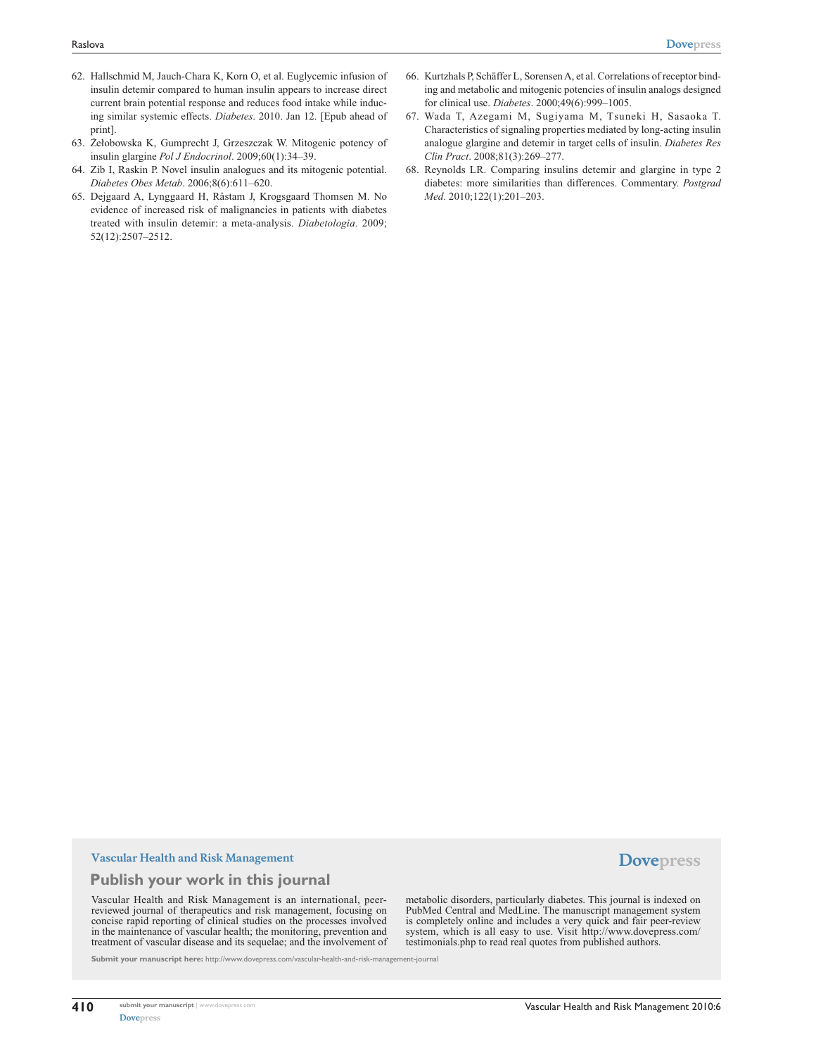62. Hallschmid M, Jauch-Chara K, Korn O, et al. Euglycemic infusion of insulin detemir compared to human insulin appears to increase direct current brain potential response and reduces food intake while inducing similar systemic effects. *Diabetes*. 2010. Jan 12. [Epub ahead of print].
63. Żełobowska K, Gumprecht J, Grzeszczak W. Mitogenic potency of insulin glargine *Pol J Endocrinol*. 2009;60(1):34–39.
64. Zib I, Raskin P. Novel insulin analogues and its mitogenic potential. *Diabetes Obes Metab*. 2006;8(6):611–620.
65. Dejgaard A, Lynggaard H, Råstam J, Krogsgaard Thomsen M. No evidence of increased risk of malignancies in patients with diabetes treated with insulin detemir: a meta-analysis. *Diabetologia*. 2009; 52(12):2507–2512.
66. Kurtzhals P, Schäffer L, Sorensen A, et al. Correlations of receptor binding and metabolic and mitogenic potencies of insulin analogs designed for clinical use. *Diabetes*. 2000;49(6):999–1005.
67. Wada T, Azegami M, Sugiyama M, Tsuneki H, Sasaoka T. Characteristics of signaling properties mediated by long-acting insulin analogue glargine and detemir in target cells of insulin. *Diabetes Res Clin Pract*. 2008;81(3):269–277.
68. Reynolds LR. Comparing insulins detemir and glargine in type 2 diabetes: more similarities than differences. Commentary. *Postgrad Med*. 2010;122(1):201–203.

**Vascular Health and Risk Management**

**Dovepress**

## Publish your work in this journal

Vascular Health and Risk Management is an international, peer-reviewed journal of therapeutics and risk management, focusing on concise rapid reporting of clinical studies on the processes involved in the maintenance of vascular health; the monitoring, prevention and treatment of vascular disease and its sequelae; and the involvement of metabolic disorders, particularly diabetes. This journal is indexed on PubMed Central and MedLine. The manuscript management system is completely online and includes a very quick and fair peer-review system, which is all easy to use. Visit http://www.dovepress.com/testimonials.php to read real quotes from published authors.

**Submit your manuscript here:** http://www.dovepress.com/vascular-health-and-risk-management-journal